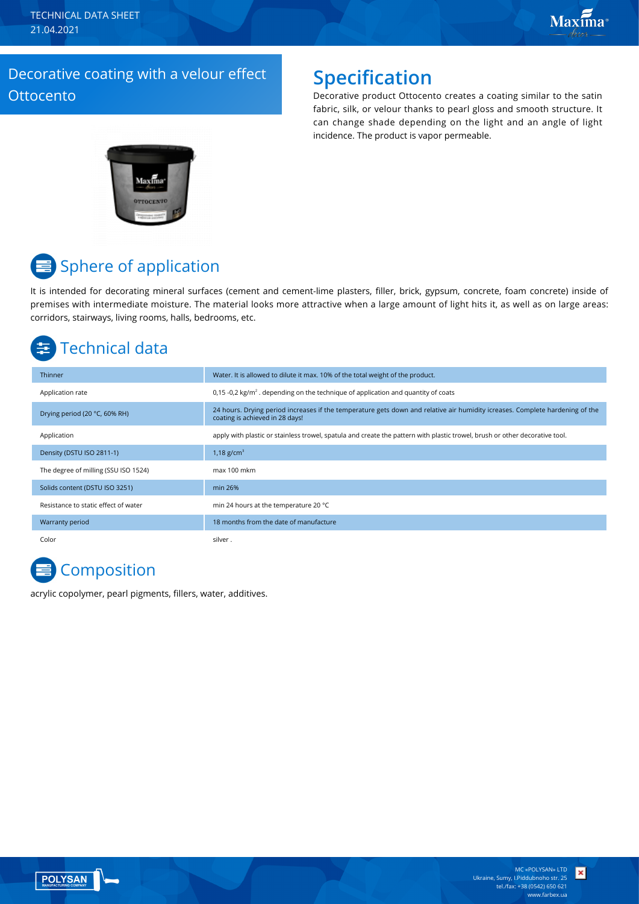TECHNICAL DATA SHEET
21.04.2021

# Decorative coating with a velour effect Ottocento

## Specification

Decorative product Ottocento creates a coating similar to the satin fabric, silk, or velour thanks to pearl gloss and smooth structure. It can change shade depending on the light and an angle of light incidence. The product is vapor permeable.

## Sphere of application

It is intended for decorating mineral surfaces (cement and cement-lime plasters, filler, brick, gypsum, concrete, foam concrete) inside of premises with intermediate moisture. The material looks more attractive when a large amount of light hits it, as well as on large areas: corridors, stairways, living rooms, halls, bedrooms, etc.

## Technical data

| | |
|---|---|
| Thinner | Water. It is allowed to dilute it max. 10% of the total weight of the product. |
| Application rate | 0,15 -0,2 kg/m$^2$ . depending on the technique of application and quantity of coats |
| Drying period (20 °C, 60% RH) | 24 hours. Drying period increases if the temperature gets down and relative air humidity icreases. Complete hardening of the coating is achieved in 28 days! |
| Application | apply with plastic or stainless trowel, spatula and create the pattern with plastic trowel, brush or other decorative tool. |
| Density (DSTU ISO 2811-1) | 1,18 g/cm$^3$ |
| The degree of milling (SSU ISO 1524) | max 100 mkm |
| Solids content (DSTU ISO 3251) | min 26% |
| Resistance to static effect of water | min 24 hours at the temperature 20 °C |
| Warranty period | 18 months from the date of manufacture |
| Color | silver . |

## Composition

acrylic copolymer, pearl pigments, fillers, water, additives.

MC «POLYSAN» LTD
Ukraine, Sumy, I.Piddubnoho str. 25
tel./fax: +38 (0542) 650 621
www.farbex.ua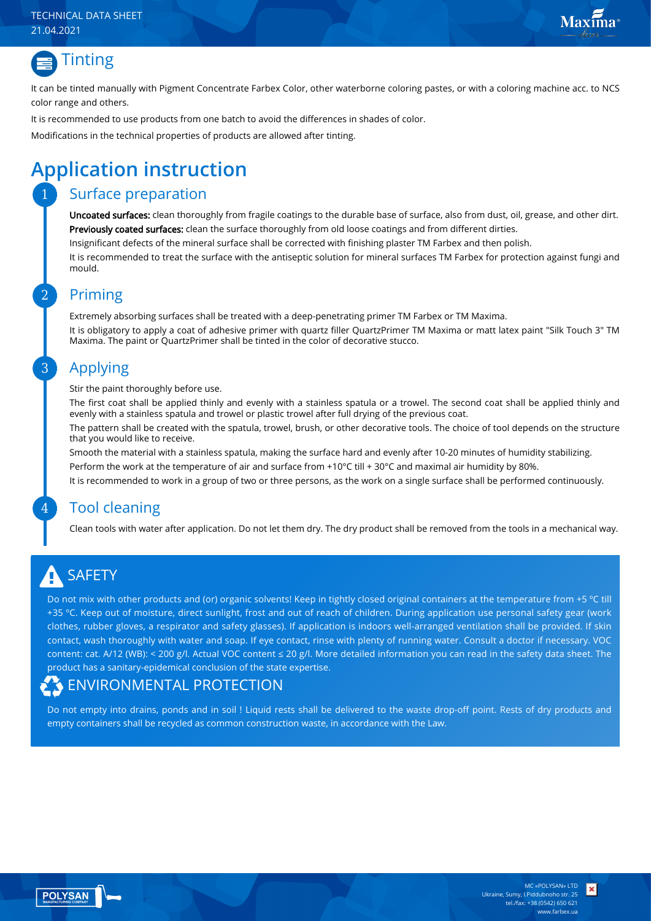## Tinting

It can be tinted manually with Pigment Concentrate Farbex Color, other waterborne coloring pastes, or with a coloring machine acc. to NCS color range and others.

It is recommended to use products from one batch to avoid the differences in shades of color.

Modifications in the technical properties of products are allowed after tinting.

# Application instruction

## 1 Surface preparation

**Uncoated surfaces:** clean thoroughly from fragile coatings to the durable base of surface, also from dust, oil, grease, and other dirt.

**Previously coated surfaces:** clean the surface thoroughly from old loose coatings and from different dirties.

Insignificant defects of the mineral surface shall be corrected with finishing plaster TM Farbex and then polish.

It is recommended to treat the surface with the antiseptic solution for mineral surfaces TM Farbex for protection against fungi and mould.

## 2 Priming

Extremely absorbing surfaces shall be treated with a deep-penetrating primer TM Farbex or TM Maxima.

It is obligatory to apply a coat of adhesive primer with quartz filler QuartzPrimer TM Maxima or matt latex paint "Silk Touch 3" TM Maxima. The paint or QuartzPrimer shall be tinted in the color of decorative stucco.

## 3 Applying

Stir the paint thoroughly before use.

The first coat shall be applied thinly and evenly with a stainless spatula or a trowel. The second coat shall be applied thinly and evenly with a stainless spatula and trowel or plastic trowel after full drying of the previous coat.

The pattern shall be created with the spatula, trowel, brush, or other decorative tools. The choice of tool depends on the structure that you would like to receive.

Smooth the material with a stainless spatula, making the surface hard and evenly after 10-20 minutes of humidity stabilizing.

Perform the work at the temperature of air and surface from +10°C till + 30°C and maximal air humidity by 80%.

It is recommended to work in a group of two or three persons, as the work on a single surface shall be performed continuously.

## 4 Tool cleaning

Clean tools with water after application. Do not let them dry. The dry product shall be removed from the tools in a mechanical way.

## SAFETY

Do not mix with other products and (or) organic solvents! Keep in tightly closed original containers at the temperature from +5 °C till +35 °C. Keep out of moisture, direct sunlight, frost and out of reach of children. During application use personal safety gear (work clothes, rubber gloves, a respirator and safety glasses). If application is indoors well-arranged ventilation shall be provided. If skin contact, wash thoroughly with water and soap. If eye contact, rinse with plenty of running water. Consult a doctor if necessary. VOC content: cat. A/12 (WB): < 200 g/l. Actual VOC content ≤ 20 g/l. More detailed information you can read in the safety data sheet. The product has a sanitary-epidemical conclusion of the state expertise.

## ENVIRONMENTAL PROTECTION

Do not empty into drains, ponds and in soil ! Liquid rests shall be delivered to the waste drop-off point. Rests of dry products and empty containers shall be recycled as common construction waste, in accordance with the Law.

MC «POLYSAN» LTD
Ukraine, Sumy, I.Piddubnoho str. 25
tel./fax: +38 (0542) 650 621
www.farbex.ua